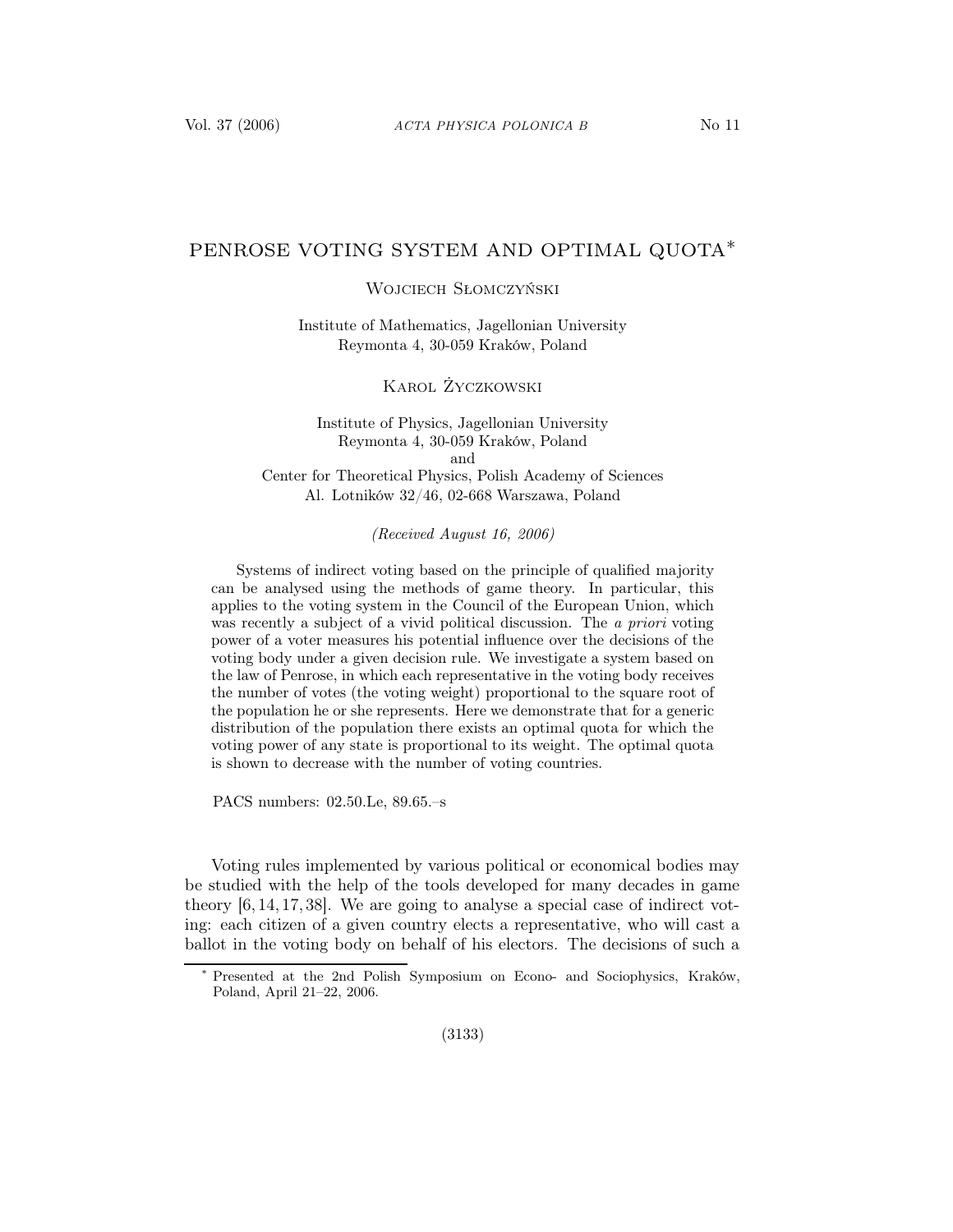# PENROSE VOTING SYSTEM AND OPTIMAL QUOTA*

Wojciech Słomczyński

Institute of Mathematics, Jagellonian University
Reymonta 4, 30-059 Kraków, Poland

Karol Życzkowski

Institute of Physics, Jagellonian University
Reymonta 4, 30-059 Kraków, Poland
and
Center for Theoretical Physics, Polish Academy of Sciences
Al. Lotników 32/46, 02-668 Warszawa, Poland

*(Received August 16, 2006)*

Systems of indirect voting based on the principle of qualified majority can be analysed using the methods of game theory. In particular, this applies to the voting system in the Council of the European Union, which was recently a subject of a vivid political discussion. The *a priori* voting power of a voter measures his potential influence over the decisions of the voting body under a given decision rule. We investigate a system based on the law of Penrose, in which each representative in the voting body receives the number of votes (the voting weight) proportional to the square root of the population he or she represents. Here we demonstrate that for a generic distribution of the population there exists an optimal quota for which the voting power of any state is proportional to its weight. The optimal quota is shown to decrease with the number of voting countries.

PACS numbers: 02.50.Le, 89.65.–s

Voting rules implemented by various political or economical bodies may be studied with the help of the tools developed for many decades in game theory [6, 14, 17, 38]. We are going to analyse a special case of indirect voting: each citizen of a given country elects a representative, who will cast a ballot in the voting body on behalf of his electors. The decisions of such a

* Presented at the 2nd Polish Symposium on Econo- and Sociophysics, Kraków, Poland, April 21–22, 2006.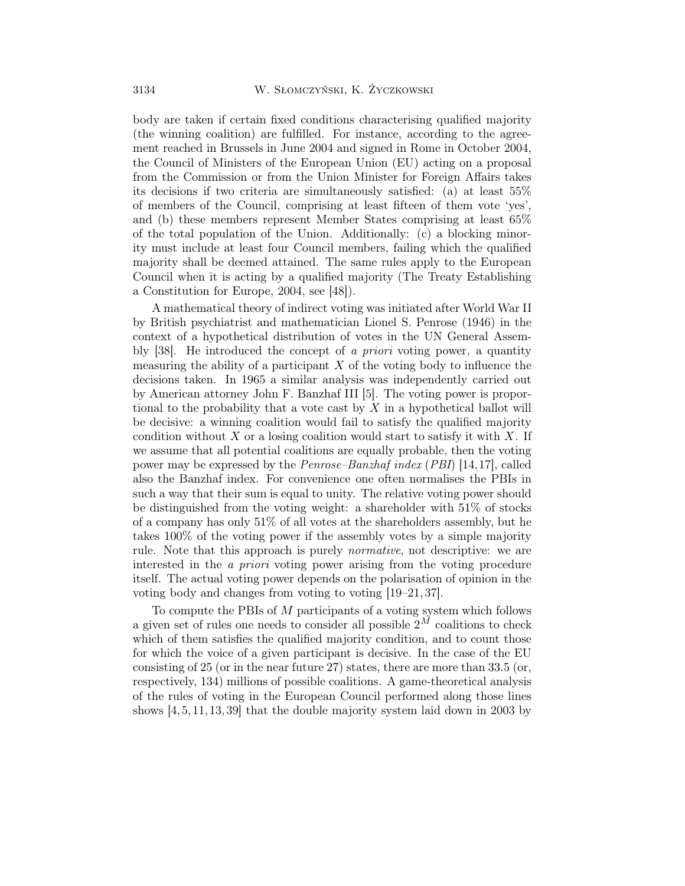body are taken if certain fixed conditions characterising qualified majority (the winning coalition) are fulfilled. For instance, according to the agreement reached in Brussels in June 2004 and signed in Rome in October 2004, the Council of Ministers of the European Union (EU) acting on a proposal from the Commission or from the Union Minister for Foreign Affairs takes its decisions if two criteria are simultaneously satisfied: (a) at least 55% of members of the Council, comprising at least fifteen of them vote 'yes', and (b) these members represent Member States comprising at least 65% of the total population of the Union. Additionally: (c) a blocking minority must include at least four Council members, failing which the qualified majority shall be deemed attained. The same rules apply to the European Council when it is acting by a qualified majority (The Treaty Establishing a Constitution for Europe, 2004, see [48]).

A mathematical theory of indirect voting was initiated after World War II by British psychiatrist and mathematician Lionel S. Penrose (1946) in the context of a hypothetical distribution of votes in the UN General Assembly [38]. He introduced the concept of *a priori* voting power, a quantity measuring the ability of a participant $X$ of the voting body to influence the decisions taken. In 1965 a similar analysis was independently carried out by American attorney John F. Banzhaf III [5]. The voting power is proportional to the probability that a vote cast by $X$ in a hypothetical ballot will be decisive: a winning coalition would fail to satisfy the qualified majority condition without $X$ or a losing coalition would start to satisfy it with $X$. If we assume that all potential coalitions are equally probable, then the voting power may be expressed by the *Penrose–Banzhaf index* (*PBI*) [14,17], called also the Banzhaf index. For convenience one often normalises the PBIs in such a way that their sum is equal to unity. The relative voting power should be distinguished from the voting weight: a shareholder with 51% of stocks of a company has only 51% of all votes at the shareholders assembly, but he takes 100% of the voting power if the assembly votes by a simple majority rule. Note that this approach is purely *normative*, not descriptive: we are interested in the *a priori* voting power arising from the voting procedure itself. The actual voting power depends on the polarisation of opinion in the voting body and changes from voting to voting [19–21, 37].

To compute the PBIs of $M$ participants of a voting system which follows a given set of rules one needs to consider all possible $2^M$ coalitions to check which of them satisfies the qualified majority condition, and to count those for which the voice of a given participant is decisive. In the case of the EU consisting of 25 (or in the near future 27) states, there are more than 33.5 (or, respectively, 134) millions of possible coalitions. A game-theoretical analysis of the rules of voting in the European Council performed along those lines shows [4, 5, 11, 13, 39] that the double majority system laid down in 2003 by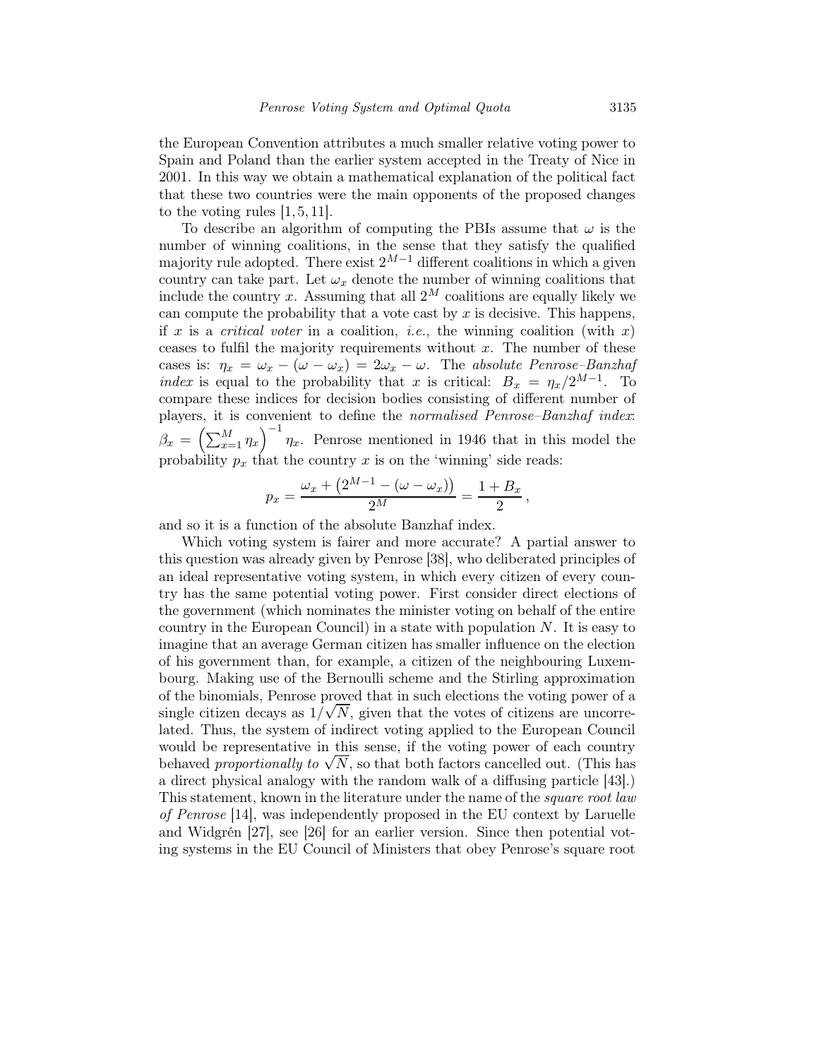the European Convention attributes a much smaller relative voting power to Spain and Poland than the earlier system accepted in the Treaty of Nice in 2001. In this way we obtain a mathematical explanation of the political fact that these two countries were the main opponents of the proposed changes to the voting rules [1, 5, 11].

To describe an algorithm of computing the PBIs assume that $\omega$ is the number of winning coalitions, in the sense that they satisfy the qualified majority rule adopted. There exist $2^{M-1}$ different coalitions in which a given country can take part. Let $\omega_x$ denote the number of winning coalitions that include the country $x$. Assuming that all $2^M$ coalitions are equally likely we can compute the probability that a vote cast by $x$ is decisive. This happens, if $x$ is a *critical voter* in a coalition, *i.e.*, the winning coalition (with $x$) ceases to fulfil the majority requirements without $x$. The number of these cases is: $\eta_x = \omega_x - (\omega - \omega_x) = 2\omega_x - \omega$. The *absolute Penrose–Banzhaf index* is equal to the probability that $x$ is critical: $B_x = \eta_x / 2^{M-1}$. To compare these indices for decision bodies consisting of different number of players, it is convenient to define the *normalised Penrose–Banzhaf index*: $\beta_x = \left(\sum_{x=1}^{M} \eta_x\right)^{-1} \eta_x$. Penrose mentioned in 1946 that in this model the probability $p_x$ that the country $x$ is on the 'winning' side reads:

$$p_x = \frac{\omega_x + \left(2^{M-1} - (\omega - \omega_x)\right)}{2^M} = \frac{1 + B_x}{2},$$

and so it is a function of the absolute Banzhaf index.

Which voting system is fairer and more accurate? A partial answer to this question was already given by Penrose [38], who deliberated principles of an ideal representative voting system, in which every citizen of every country has the same potential voting power. First consider direct elections of the government (which nominates the minister voting on behalf of the entire country in the European Council) in a state with population $N$. It is easy to imagine that an average German citizen has smaller influence on the election of his government than, for example, a citizen of the neighbouring Luxembourg. Making use of the Bernoulli scheme and the Stirling approximation of the binomials, Penrose proved that in such elections the voting power of a single citizen decays as $1/\sqrt{N}$, given that the votes of citizens are uncorrelated. Thus, the system of indirect voting applied to the European Council would be representative in this sense, if the voting power of each country behaved *proportionally to* $\sqrt{N}$, so that both factors cancelled out. (This has a direct physical analogy with the random walk of a diffusing particle [43].) This statement, known in the literature under the name of the *square root law of Penrose* [14], was independently proposed in the EU context by Laruelle and Widgrén [27], see [26] for an earlier version. Since then potential voting systems in the EU Council of Ministers that obey Penrose's square root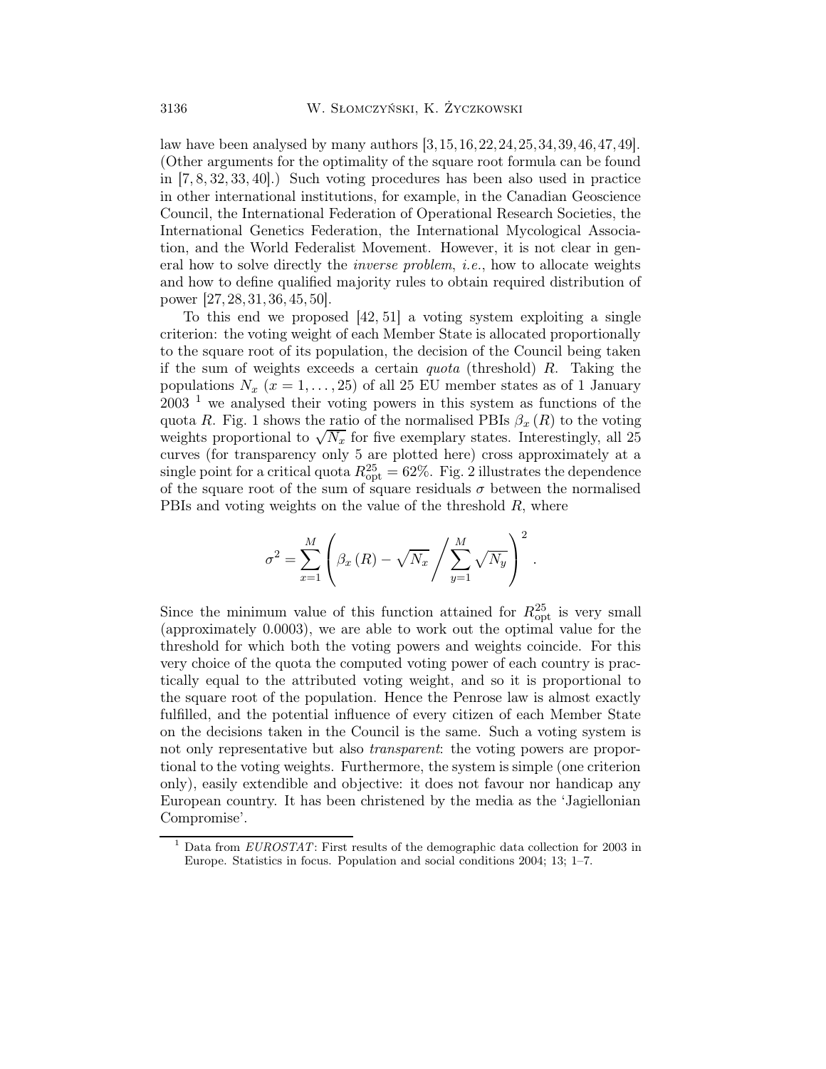law have been analysed by many authors [3,15,16,22,24,25,34,39,46,47,49]. (Other arguments for the optimality of the square root formula can be found in [7, 8, 32, 33, 40].) Such voting procedures has been also used in practice in other international institutions, for example, in the Canadian Geoscience Council, the International Federation of Operational Research Societies, the International Genetics Federation, the International Mycological Association, and the World Federalist Movement. However, it is not clear in general how to solve directly the *inverse problem*, *i.e.*, how to allocate weights and how to define qualified majority rules to obtain required distribution of power [27, 28, 31, 36, 45, 50].

To this end we proposed [42, 51] a voting system exploiting a single criterion: the voting weight of each Member State is allocated proportionally to the square root of its population, the decision of the Council being taken if the sum of weights exceeds a certain *quota* (threshold) $R$. Taking the populations $N_x$ $(x = 1, \ldots, 25)$ of all 25 EU member states as of 1 January 2003 [1] we analysed their voting powers in this system as functions of the quota $R$. Fig. 1 shows the ratio of the normalised PBIs $\beta_x(R)$ to the voting weights proportional to $\sqrt{N_x}$ for five exemplary states. Interestingly, all 25 curves (for transparency only 5 are plotted here) cross approximately at a single point for a critical quota $R_{\text{opt}}^{25} = 62\%$. Fig. 2 illustrates the dependence of the square root of the sum of square residuals $\sigma$ between the normalised PBIs and voting weights on the value of the threshold $R$, where

$$\sigma^2 = \sum_{x=1}^{M} \left( \beta_x(R) - \sqrt{N_x} \Bigg/ \sum_{y=1}^{M} \sqrt{N_y} \right)^2 .$$

Since the minimum value of this function attained for $R_{\text{opt}}^{25}$ is very small (approximately 0.0003), we are able to work out the optimal value for the threshold for which both the voting powers and weights coincide. For this very choice of the quota the computed voting power of each country is practically equal to the attributed voting weight, and so it is proportional to the square root of the population. Hence the Penrose law is almost exactly fulfilled, and the potential influence of every citizen of each Member State on the decisions taken in the Council is the same. Such a voting system is not only representative but also *transparent*: the voting powers are proportional to the voting weights. Furthermore, the system is simple (one criterion only), easily extendible and objective: it does not favour nor handicap any European country. It has been christened by the media as the 'Jagiellonian Compromise'.

[1] Data from *EUROSTAT*: First results of the demographic data collection for 2003 in Europe. Statistics in focus. Population and social conditions 2004; 13; 1–7.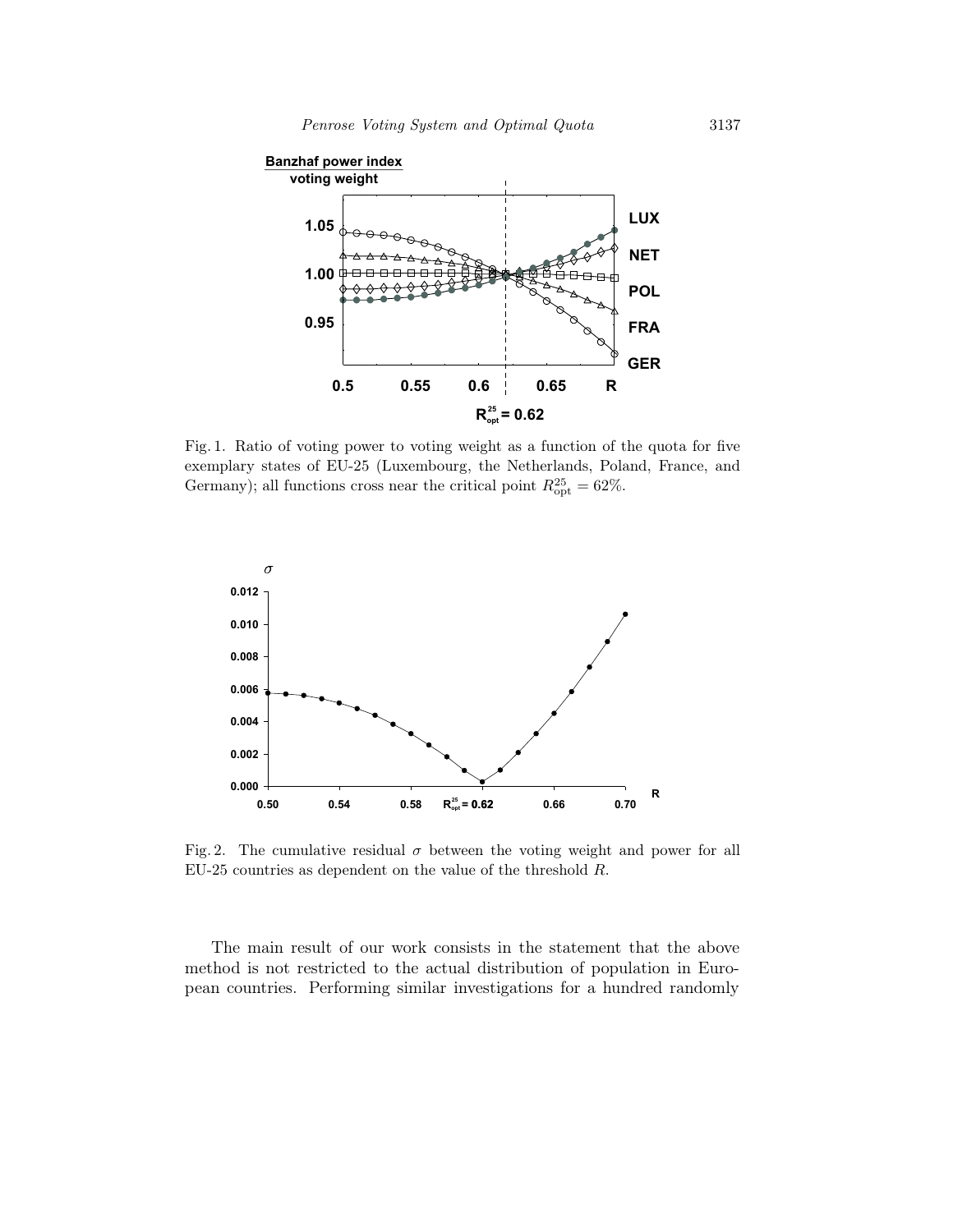Fig. 1. Ratio of voting power to voting weight as a function of the quota for five exemplary states of EU-25 (Luxembourg, the Netherlands, Poland, France, and Germany); all functions cross near the critical point $R_{\text{opt}}^{25} = 62\%$.

Fig. 2. The cumulative residual $\sigma$ between the voting weight and power for all EU-25 countries as dependent on the value of the threshold $R$.

The main result of our work consists in the statement that the above method is not restricted to the actual distribution of population in European countries. Performing similar investigations for a hundred randomly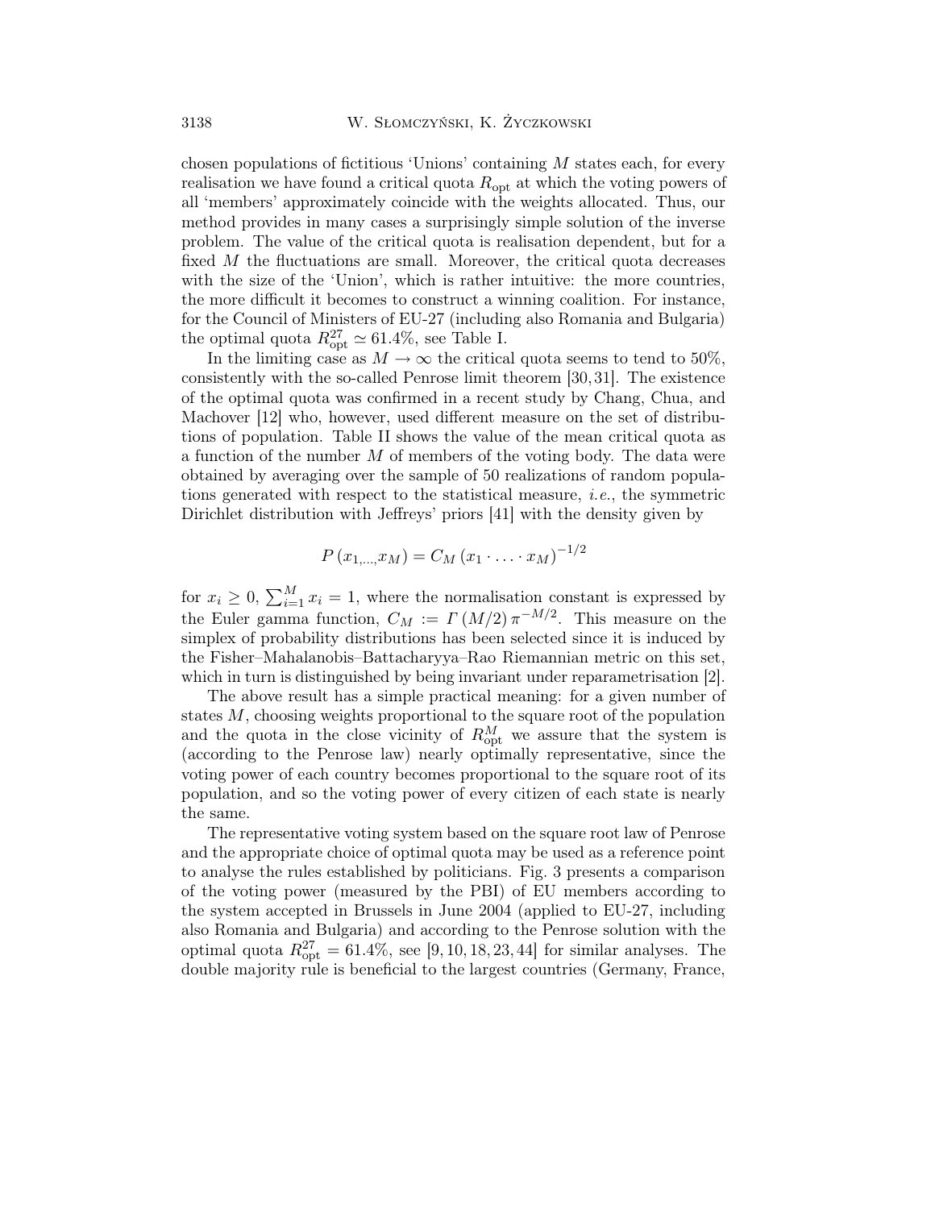chosen populations of fictitious 'Unions' containing $M$ states each, for every realisation we have found a critical quota $R_{\rm opt}$ at which the voting powers of all 'members' approximately coincide with the weights allocated. Thus, our method provides in many cases a surprisingly simple solution of the inverse problem. The value of the critical quota is realisation dependent, but for a fixed $M$ the fluctuations are small. Moreover, the critical quota decreases with the size of the 'Union', which is rather intuitive: the more countries, the more difficult it becomes to construct a winning coalition. For instance, for the Council of Ministers of EU-27 (including also Romania and Bulgaria) the optimal quota $R_{\rm opt}^{27} \simeq 61.4\%$, see Table I.

In the limiting case as $M \to \infty$ the critical quota seems to tend to 50%, consistently with the so-called Penrose limit theorem [30, 31]. The existence of the optimal quota was confirmed in a recent study by Chang, Chua, and Machover [12] who, however, used different measure on the set of distributions of population. Table II shows the value of the mean critical quota as a function of the number $M$ of members of the voting body. The data were obtained by averaging over the sample of 50 realizations of random populations generated with respect to the statistical measure, *i.e.*, the symmetric Dirichlet distribution with Jeffreys' priors [41] with the density given by

$$P\left(x_{1,\ldots,}x_M\right) = C_M \left(x_1 \cdot \ldots \cdot x_M\right)^{-1/2}$$

for $x_i \geq 0$, $\sum_{i=1}^{M} x_i = 1$, where the normalisation constant is expressed by the Euler gamma function, $C_M := \Gamma\left(M/2\right)\pi^{-M/2}$. This measure on the simplex of probability distributions has been selected since it is induced by the Fisher–Mahalanobis–Battacharyya–Rao Riemannian metric on this set, which in turn is distinguished by being invariant under reparametrisation [2].

The above result has a simple practical meaning: for a given number of states $M$, choosing weights proportional to the square root of the population and the quota in the close vicinity of $R_{\rm opt}^{M}$ we assure that the system is (according to the Penrose law) nearly optimally representative, since the voting power of each country becomes proportional to the square root of its population, and so the voting power of every citizen of each state is nearly the same.

The representative voting system based on the square root law of Penrose and the appropriate choice of optimal quota may be used as a reference point to analyse the rules established by politicians. Fig. 3 presents a comparison of the voting power (measured by the PBI) of EU members according to the system accepted in Brussels in June 2004 (applied to EU-27, including also Romania and Bulgaria) and according to the Penrose solution with the optimal quota $R_{\rm opt}^{27} = 61.4\%$, see [9, 10, 18, 23, 44] for similar analyses. The double majority rule is beneficial to the largest countries (Germany, France,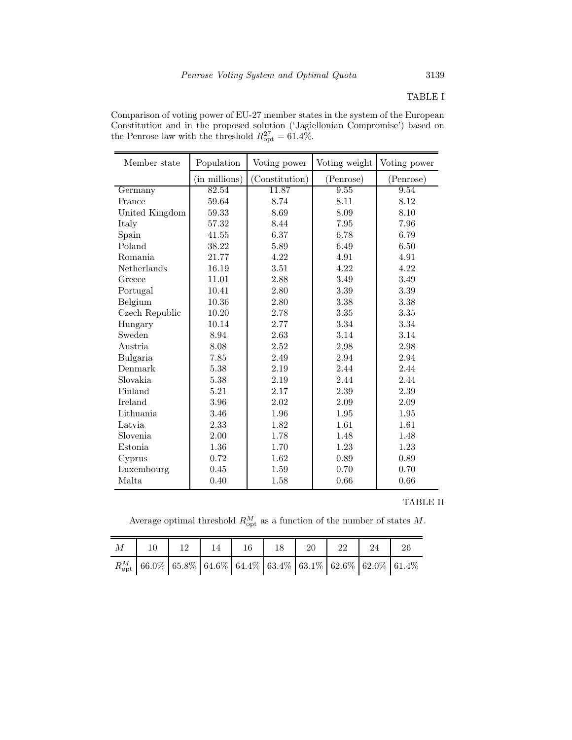TABLE I

Comparison of voting power of EU-27 member states in the system of the European Constitution and in the proposed solution ('Jagiellonian Compromise') based on the Penrose law with the threshold $R_{\text{opt}}^{27} = 61.4\%$.

| Member state | Population (in millions) | Voting power (Constitution) | Voting weight (Penrose) | Voting power (Penrose) |
|---|---|---|---|---|
| Germany | 82.54 | 11.87 | 9.55 | 9.54 |
| France | 59.64 | 8.74 | 8.11 | 8.12 |
| United Kingdom | 59.33 | 8.69 | 8.09 | 8.10 |
| Italy | 57.32 | 8.44 | 7.95 | 7.96 |
| Spain | 41.55 | 6.37 | 6.78 | 6.79 |
| Poland | 38.22 | 5.89 | 6.49 | 6.50 |
| Romania | 21.77 | 4.22 | 4.91 | 4.91 |
| Netherlands | 16.19 | 3.51 | 4.22 | 4.22 |
| Greece | 11.01 | 2.88 | 3.49 | 3.49 |
| Portugal | 10.41 | 2.80 | 3.39 | 3.39 |
| Belgium | 10.36 | 2.80 | 3.38 | 3.38 |
| Czech Republic | 10.20 | 2.78 | 3.35 | 3.35 |
| Hungary | 10.14 | 2.77 | 3.34 | 3.34 |
| Sweden | 8.94 | 2.63 | 3.14 | 3.14 |
| Austria | 8.08 | 2.52 | 2.98 | 2.98 |
| Bulgaria | 7.85 | 2.49 | 2.94 | 2.94 |
| Denmark | 5.38 | 2.19 | 2.44 | 2.44 |
| Slovakia | 5.38 | 2.19 | 2.44 | 2.44 |
| Finland | 5.21 | 2.17 | 2.39 | 2.39 |
| Ireland | 3.96 | 2.02 | 2.09 | 2.09 |
| Lithuania | 3.46 | 1.96 | 1.95 | 1.95 |
| Latvia | 2.33 | 1.82 | 1.61 | 1.61 |
| Slovenia | 2.00 | 1.78 | 1.48 | 1.48 |
| Estonia | 1.36 | 1.70 | 1.23 | 1.23 |
| Cyprus | 0.72 | 1.62 | 0.89 | 0.89 |
| Luxembourg | 0.45 | 1.59 | 0.70 | 0.70 |
| Malta | 0.40 | 1.58 | 0.66 | 0.66 |

TABLE II

Average optimal threshold $R_{\text{opt}}^{M}$ as a function of the number of states $M$.

| $M$ | 10 | 12 | 14 | 16 | 18 | 20 | 22 | 24 | 26 |
|---|---|---|---|---|---|---|---|---|---|
| $R_{\text{opt}}^{M}$ | 66.0% | 65.8% | 64.6% | 64.4% | 63.4% | 63.1% | 62.6% | 62.0% | 61.4% |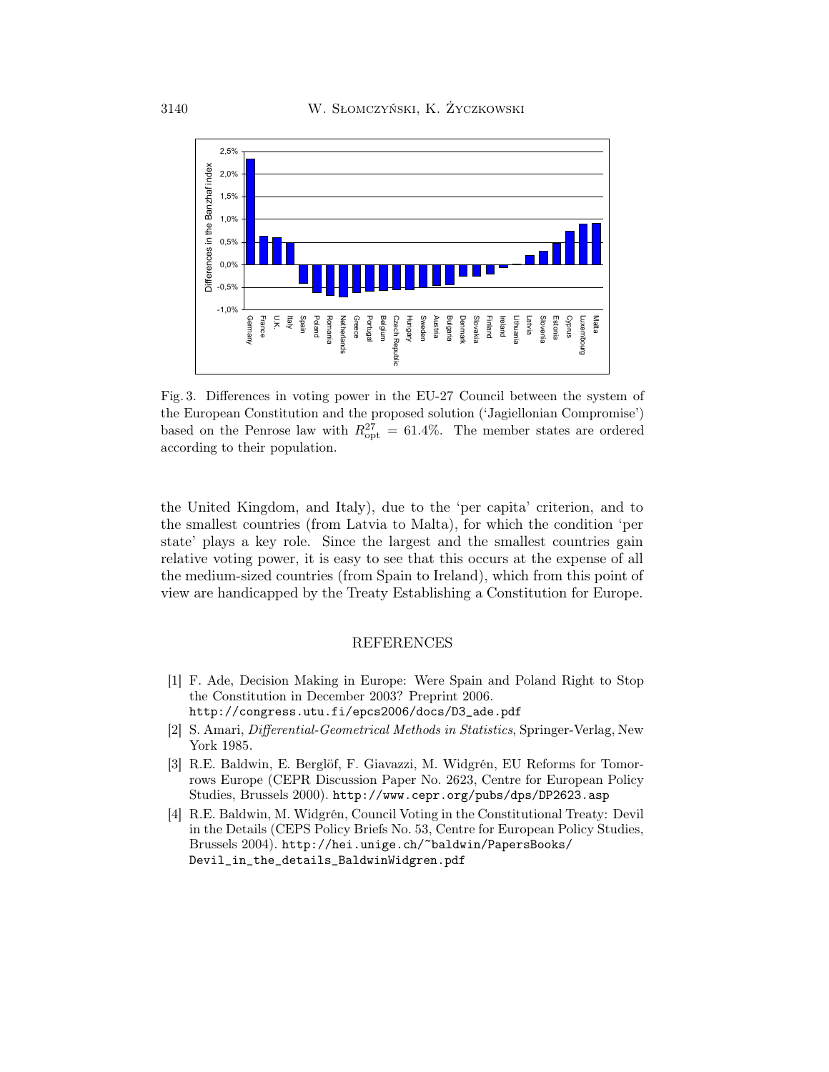Fig. 3. Differences in voting power in the EU-27 Council between the system of the European Constitution and the proposed solution ('Jagiellonian Compromise') based on the Penrose law with $R^{27}_{\rm opt} = 61.4\%$. The member states are ordered according to their population.

the United Kingdom, and Italy), due to the 'per capita' criterion, and to the smallest countries (from Latvia to Malta), for which the condition 'per state' plays a key role. Since the largest and the smallest countries gain relative voting power, it is easy to see that this occurs at the expense of all the medium-sized countries (from Spain to Ireland), which from this point of view are handicapped by the Treaty Establishing a Constitution for Europe.

## REFERENCES

[1] F. Ade, Decision Making in Europe: Were Spain and Poland Right to Stop the Constitution in December 2003? Preprint 2006. http://congress.utu.fi/epcs2006/docs/D3_ade.pdf

[2] S. Amari, *Differential-Geometrical Methods in Statistics*, Springer-Verlag, New York 1985.

[3] R.E. Baldwin, E. Berglöf, F. Giavazzi, M. Widgrén, EU Reforms for Tomorrows Europe (CEPR Discussion Paper No. 2623, Centre for European Policy Studies, Brussels 2000). http://www.cepr.org/pubs/dps/DP2623.asp

[4] R.E. Baldwin, M. Widgrén, Council Voting in the Constitutional Treaty: Devil in the Details (CEPS Policy Briefs No. 53, Centre for European Policy Studies, Brussels 2004). http://hei.unige.ch/~baldwin/PapersBooks/Devil_in_the_details_BaldwinWidgren.pdf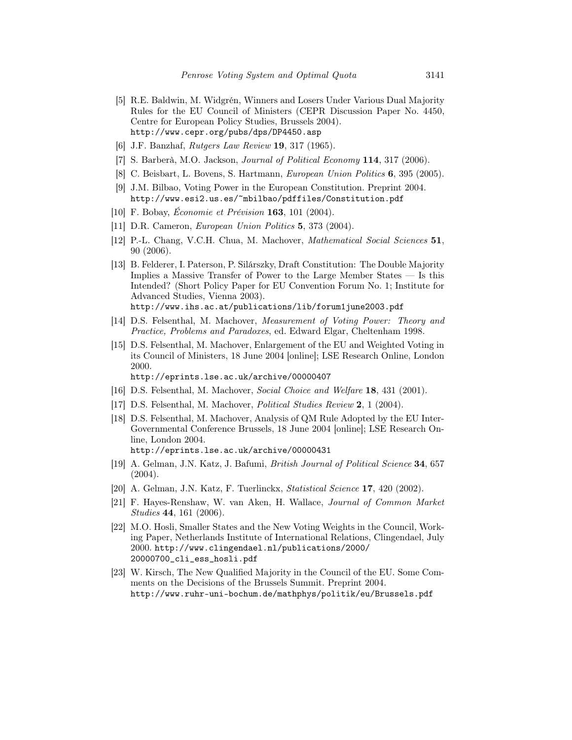[5] R.E. Baldwin, M. Widgrén, Winners and Losers Under Various Dual Majority Rules for the EU Council of Ministers (CEPR Discussion Paper No. 4450, Centre for European Policy Studies, Brussels 2004). http://www.cepr.org/pubs/dps/DP4450.asp

[6] J.F. Banzhaf, *Rutgers Law Review* **19**, 317 (1965).

[7] S. Barberà, M.O. Jackson, *Journal of Political Economy* **114**, 317 (2006).

[8] C. Beisbart, L. Bovens, S. Hartmann, *European Union Politics* **6**, 395 (2005).

[9] J.M. Bilbao, Voting Power in the European Constitution. Preprint 2004. http://www.esi2.us.es/~mbilbao/pdffiles/Constitution.pdf

[10] F. Bobay, *Économie et Prévision* **163**, 101 (2004).

[11] D.R. Cameron, *European Union Politics* **5**, 373 (2004).

[12] P.-L. Chang, V.C.H. Chua, M. Machover, *Mathematical Social Sciences* **51**, 90 (2006).

[13] B. Felderer, I. Paterson, P. Silárszky, Draft Constitution: The Double Majority Implies a Massive Transfer of Power to the Large Member States — Is this Intended? (Short Policy Paper for EU Convention Forum No. 1; Institute for Advanced Studies, Vienna 2003). http://www.ihs.ac.at/publications/lib/forum1june2003.pdf

[14] D.S. Felsenthal, M. Machover, *Measurement of Voting Power: Theory and Practice, Problems and Paradoxes*, ed. Edward Elgar, Cheltenham 1998.

[15] D.S. Felsenthal, M. Machover, Enlargement of the EU and Weighted Voting in its Council of Ministers, 18 June 2004 [online]; LSE Research Online, London 2000. http://eprints.lse.ac.uk/archive/00000407

[16] D.S. Felsenthal, M. Machover, *Social Choice and Welfare* **18**, 431 (2001).

[17] D.S. Felsenthal, M. Machover, *Political Studies Review* **2**, 1 (2004).

[18] D.S. Felsenthal, M. Machover, Analysis of QM Rule Adopted by the EU Inter-Governmental Conference Brussels, 18 June 2004 [online]; LSE Research Online, London 2004. http://eprints.lse.ac.uk/archive/00000431

[19] A. Gelman, J.N. Katz, J. Bafumi, *British Journal of Political Science* **34**, 657 (2004).

[20] A. Gelman, J.N. Katz, F. Tuerlinckx, *Statistical Science* **17**, 420 (2002).

[21] F. Hayes-Renshaw, W. van Aken, H. Wallace, *Journal of Common Market Studies* **44**, 161 (2006).

[22] M.O. Hosli, Smaller States and the New Voting Weights in the Council, Working Paper, Netherlands Institute of International Relations, Clingendael, July 2000. http://www.clingendael.nl/publications/2000/20000700_cli_ess_hosli.pdf

[23] W. Kirsch, The New Qualified Majority in the Council of the EU. Some Comments on the Decisions of the Brussels Summit. Preprint 2004. http://www.ruhr-uni-bochum.de/mathphys/politik/eu/Brussels.pdf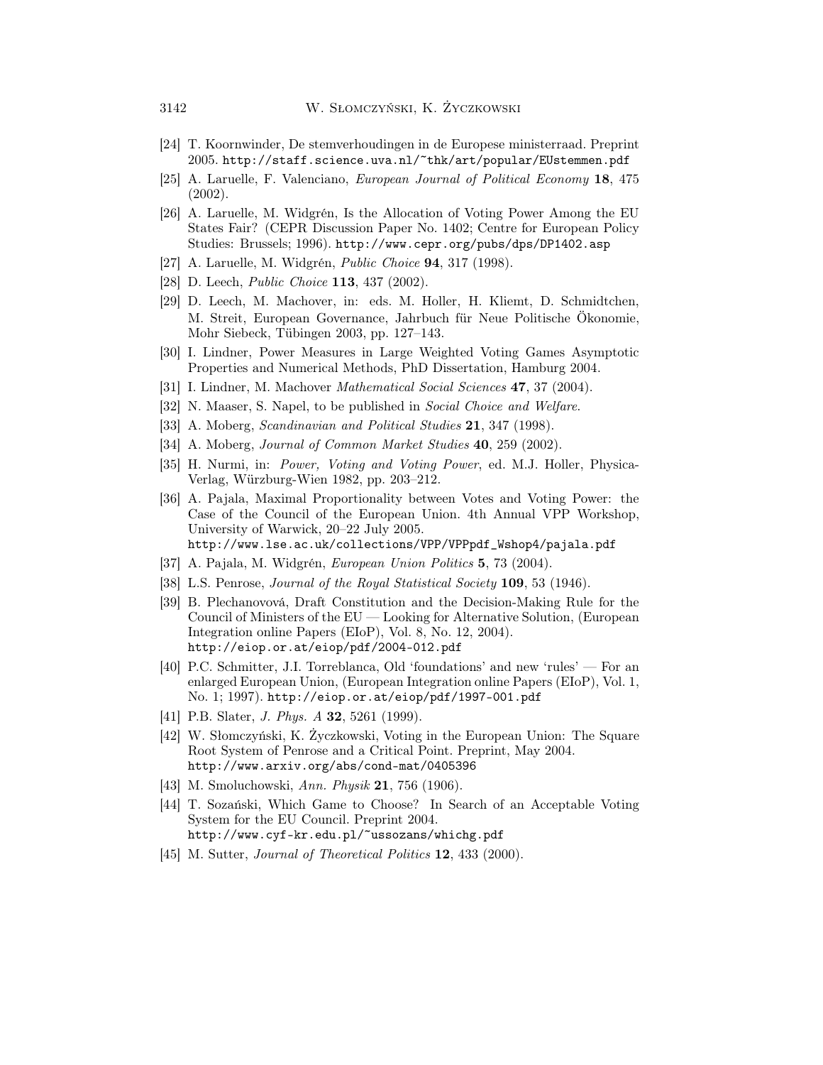[24] T. Koornwinder, De stemverhoudingen in de Europese ministerraad. Preprint 2005. http://staff.science.uva.nl/~thk/art/popular/EUstemmen.pdf

[25] A. Laruelle, F. Valenciano, *European Journal of Political Economy* **18**, 475 (2002).

[26] A. Laruelle, M. Widgrén, Is the Allocation of Voting Power Among the EU States Fair? (CEPR Discussion Paper No. 1402; Centre for European Policy Studies: Brussels; 1996). http://www.cepr.org/pubs/dps/DP1402.asp

[27] A. Laruelle, M. Widgrén, *Public Choice* **94**, 317 (1998).

[28] D. Leech, *Public Choice* **113**, 437 (2002).

[29] D. Leech, M. Machover, in: eds. M. Holler, H. Kliemt, D. Schmidtchen, M. Streit, European Governance, Jahrbuch für Neue Politische Ökonomie, Mohr Siebeck, Tübingen 2003, pp. 127–143.

[30] I. Lindner, Power Measures in Large Weighted Voting Games Asymptotic Properties and Numerical Methods, PhD Dissertation, Hamburg 2004.

[31] I. Lindner, M. Machover *Mathematical Social Sciences* **47**, 37 (2004).

[32] N. Maaser, S. Napel, to be published in *Social Choice and Welfare*.

[33] A. Moberg, *Scandinavian and Political Studies* **21**, 347 (1998).

[34] A. Moberg, *Journal of Common Market Studies* **40**, 259 (2002).

[35] H. Nurmi, in: *Power, Voting and Voting Power*, ed. M.J. Holler, Physica-Verlag, Würzburg-Wien 1982, pp. 203–212.

[36] A. Pajala, Maximal Proportionality between Votes and Voting Power: the Case of the Council of the European Union. 4th Annual VPP Workshop, University of Warwick, 20–22 July 2005. http://www.lse.ac.uk/collections/VPP/VPPpdf_Wshop4/pajala.pdf

[37] A. Pajala, M. Widgrén, *European Union Politics* **5**, 73 (2004).

[38] L.S. Penrose, *Journal of the Royal Statistical Society* **109**, 53 (1946).

[39] B. Plechanovová, Draft Constitution and the Decision-Making Rule for the Council of Ministers of the EU — Looking for Alternative Solution, (European Integration online Papers (EIoP), Vol. 8, No. 12, 2004). http://eiop.or.at/eiop/pdf/2004-012.pdf

[40] P.C. Schmitter, J.I. Torreblanca, Old 'foundations' and new 'rules' — For an enlarged European Union, (European Integration online Papers (EIoP), Vol. 1, No. 1; 1997). http://eiop.or.at/eiop/pdf/1997-001.pdf

[41] P.B. Slater, *J. Phys. A* **32**, 5261 (1999).

[42] W. Słomczyński, K. Życzkowski, Voting in the European Union: The Square Root System of Penrose and a Critical Point. Preprint, May 2004. http://www.arxiv.org/abs/cond-mat/0405396

[43] M. Smoluchowski, *Ann. Physik* **21**, 756 (1906).

[44] T. Sozański, Which Game to Choose? In Search of an Acceptable Voting System for the EU Council. Preprint 2004. http://www.cyf-kr.edu.pl/~ussozans/whichg.pdf

[45] M. Sutter, *Journal of Theoretical Politics* **12**, 433 (2000).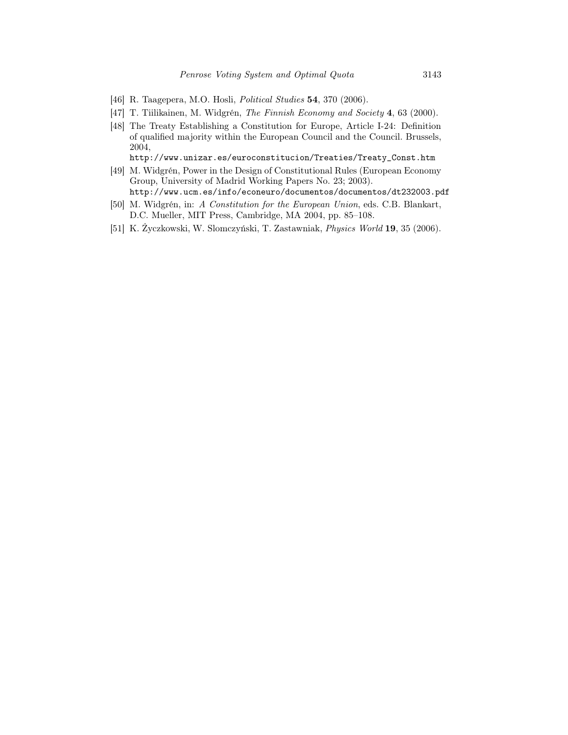[46] R. Taagepera, M.O. Hosli, *Political Studies* **54**, 370 (2006).

[47] T. Tiilikainen, M. Widgrén, *The Finnish Economy and Society* **4**, 63 (2000).

[48] The Treaty Establishing a Constitution for Europe, Article I-24: Definition of qualified majority within the European Council and the Council. Brussels, 2004,
`http://www.unizar.es/euroconstitucion/Treaties/Treaty_Const.htm`

[49] M. Widgrén, Power in the Design of Constitutional Rules (European Economy Group, University of Madrid Working Papers No. 23; 2003).
`http://www.ucm.es/info/econeuro/documentos/documentos/dt232003.pdf`

[50] M. Widgrén, in: *A Constitution for the European Union*, eds. C.B. Blankart, D.C. Mueller, MIT Press, Cambridge, MA 2004, pp. 85–108.

[51] K. Życzkowski, W. Słomczyński, T. Zastawniak, *Physics World* **19**, 35 (2006).